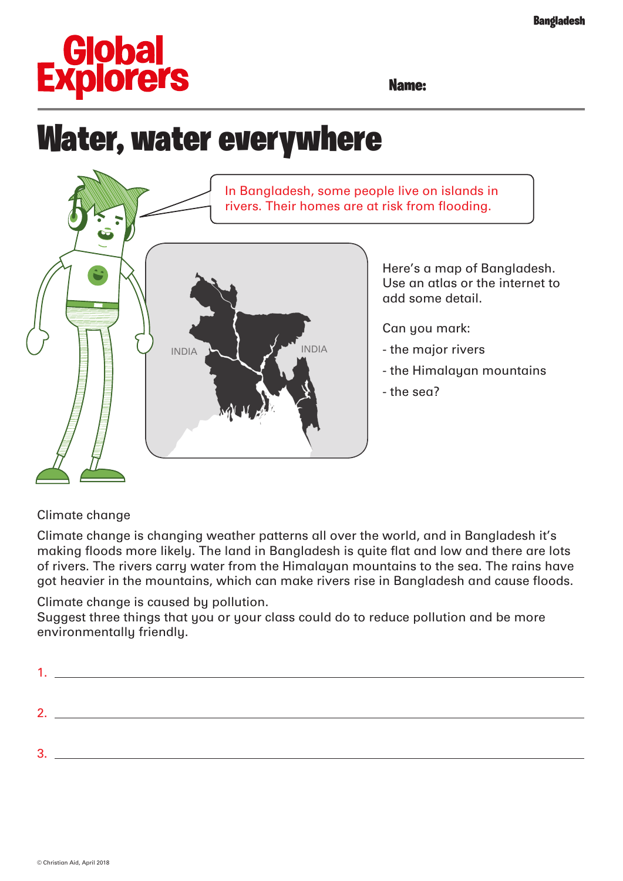Global Explorers

Name:

# Water, water everywhere

In Bangladesh, some people live on islands in rivers. Their homes are at risk from flooding.

INDIA

INDIA

Here's a map of Bangladesh. Use an atlas or the internet to add some detail.

Can you mark:

- the major rivers
- the Himalayan mountains
- the sea?

Climate change

Climate change is changing weather patterns all over the world, and in Bangladesh it's making floods more likely. The land in Bangladesh is quite flat and low and there are lots of rivers. The rivers carry water from the Himalayan mountains to the sea. The rains have got heavier in the mountains, which can make rivers rise in Bangladesh and cause floods.

Climate change is caused by pollution.
Suggest three things that you or your class could do to reduce pollution and be more environmentally friendly.

1. ____________________

2. ____________________

3. ____________________

© Christian Aid, April 2018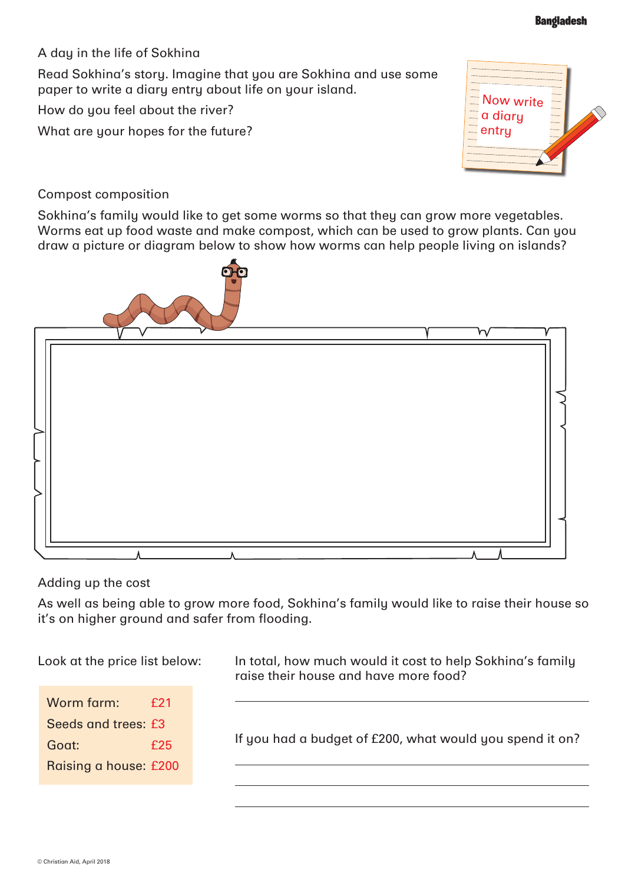## A day in the life of Sokhina

Read Sokhina's story. Imagine that you are Sokhina and use some paper to write a diary entry about life on your island.

How do you feel about the river?

What are your hopes for the future?

Now write a diary entry

## Compost composition

Sokhina's family would like to get some worms so that they can grow more vegetables. Worms eat up food waste and make compost, which can be used to grow plants. Can you draw a picture or diagram below to show how worms can help people living on islands?

## Adding up the cost

As well as being able to grow more food, Sokhina's family would like to raise their house so it's on higher ground and safer from flooding.

Look at the price list below:

| | |
|---|---|
| Worm farm: | £21 |
| Seeds and trees: | £3 |
| Goat: | £25 |
| Raising a house: | £200 |

In total, how much would it cost to help Sokhina's family raise their house and have more food?

If you had a budget of £200, what would you spend it on?

© Christian Aid, April 2018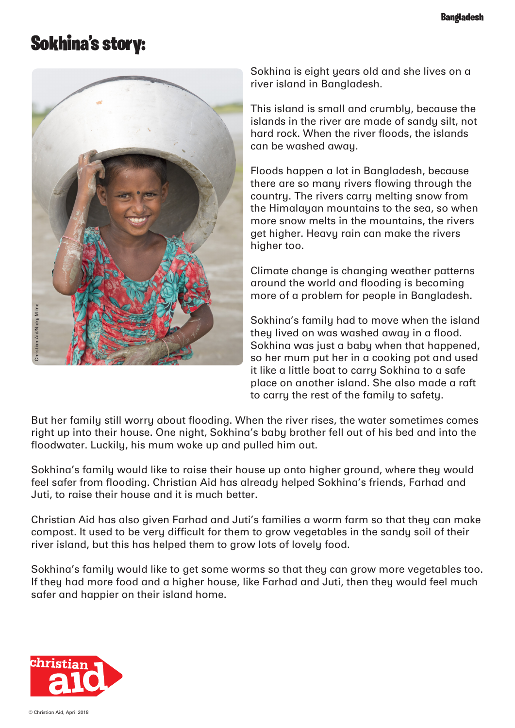Bangladesh

# Sokhina's story:

Sokhina is eight years old and she lives on a river island in Bangladesh.

This island is small and crumbly, because the islands in the river are made of sandy silt, not hard rock. When the river floods, the islands can be washed away.

Floods happen a lot in Bangladesh, because there are so many rivers flowing through the country. The rivers carry melting snow from the Himalayan mountains to the sea, so when more snow melts in the mountains, the rivers get higher. Heavy rain can make the rivers higher too.

Climate change is changing weather patterns around the world and flooding is becoming more of a problem for people in Bangladesh.

Sokhina's family had to move when the island they lived on was washed away in a flood. Sokhina was just a baby when that happened, so her mum put her in a cooking pot and used it like a little boat to carry Sokhina to a safe place on another island. She also made a raft to carry the rest of the family to safety.

But her family still worry about flooding. When the river rises, the water sometimes comes right up into their house. One night, Sokhina's baby brother fell out of his bed and into the floodwater. Luckily, his mum woke up and pulled him out.

Sokhina's family would like to raise their house up onto higher ground, where they would feel safer from flooding. Christian Aid has already helped Sokhina's friends, Farhad and Juti, to raise their house and it is much better.

Christian Aid has also given Farhad and Juti's families a worm farm so that they can make compost. It used to be very difficult for them to grow vegetables in the sandy soil of their river island, but this has helped them to grow lots of lovely food.

Sokhina's family would like to get some worms so that they can grow more vegetables too. If they had more food and a higher house, like Farhad and Juti, then they would feel much safer and happier on their island home.

© Christian Aid, April 2018